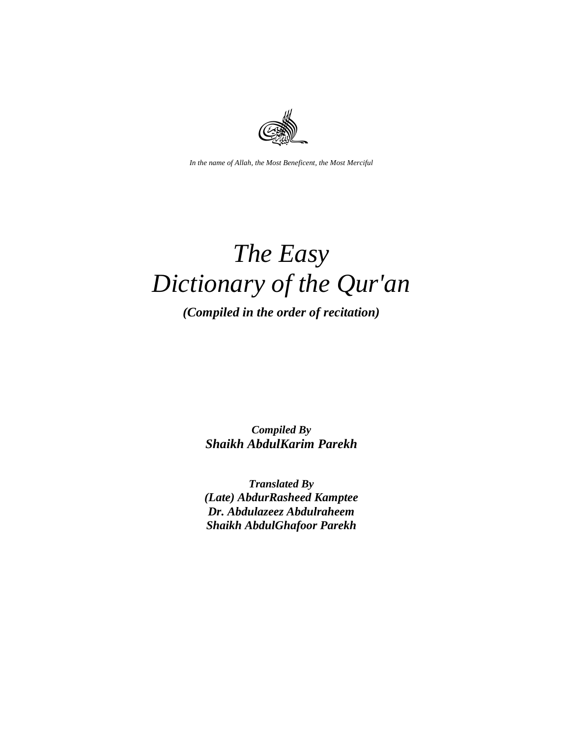*In the name of Allah, the Most Beneficent, the Most Merciful*

# *The Easy Dictionary of the Qur'an*

***(Compiled in the order of recitation)***

***Compiled By***
***Shaikh AbdulKarim Parekh***

***Translated By***
***(Late) AbdurRasheed Kamptee***
***Dr. Abdulazeez Abdulraheem***
***Shaikh AbdulGhafoor Parekh***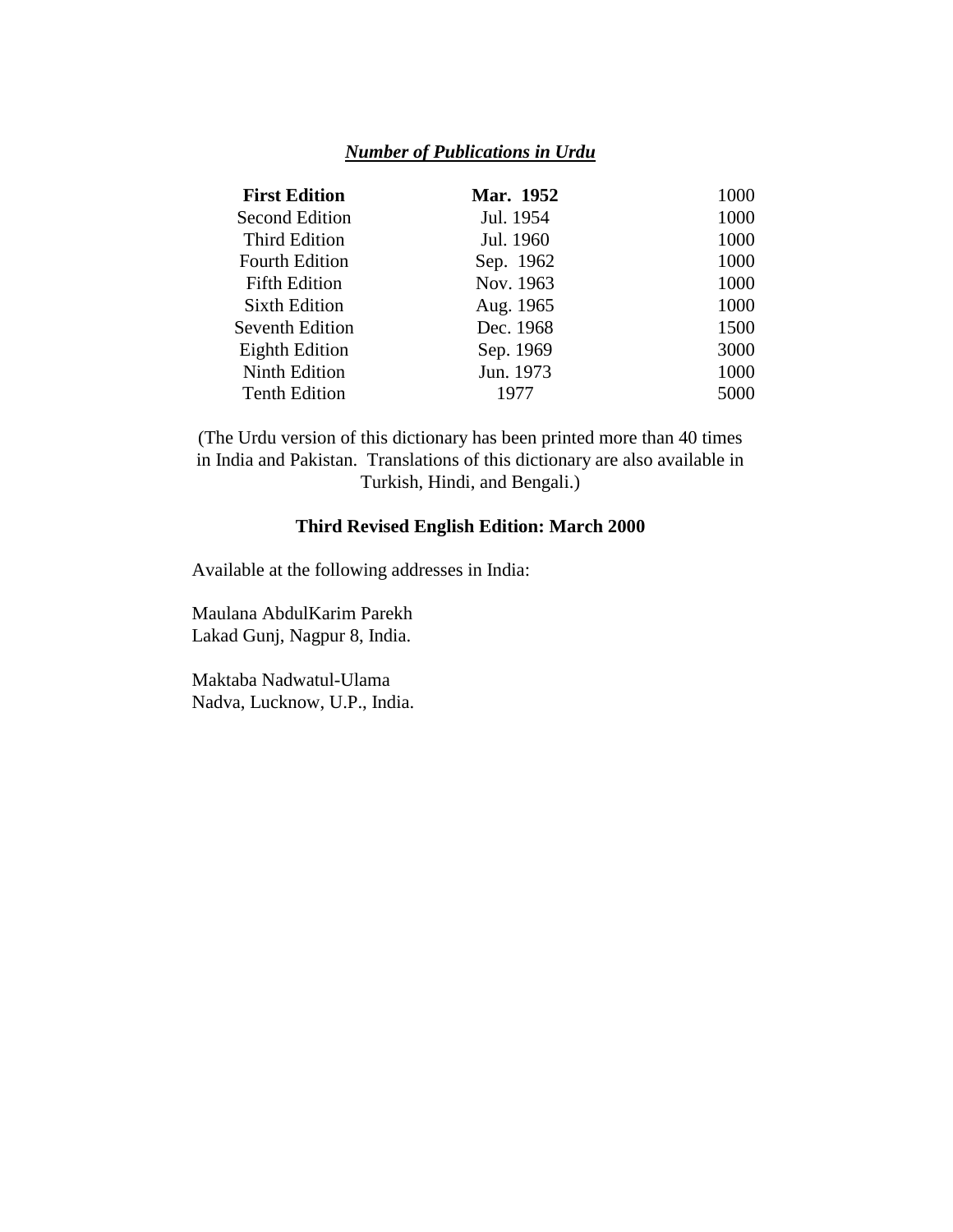***<u>Number of Publications in Urdu</u>***

| **First Edition** | **Mar. 1952** | 1000 |
|---|---|---|
| Second Edition | Jul. 1954 | 1000 |
| Third Edition | Jul. 1960 | 1000 |
| Fourth Edition | Sep. 1962 | 1000 |
| Fifth Edition | Nov. 1963 | 1000 |
| Sixth Edition | Aug. 1965 | 1000 |
| Seventh Edition | Dec. 1968 | 1500 |
| Eighth Edition | Sep. 1969 | 3000 |
| Ninth Edition | Jun. 1973 | 1000 |
| Tenth Edition | 1977 | 5000 |

(The Urdu version of this dictionary has been printed more than 40 times in India and Pakistan. Translations of this dictionary are also available in Turkish, Hindi, and Bengali.)

**Third Revised English Edition: March 2000**

Available at the following addresses in India:

Maulana AbdulKarim Parekh
Lakad Gunj, Nagpur 8, India.

Maktaba Nadwatul-Ulama
Nadva, Lucknow, U.P., India.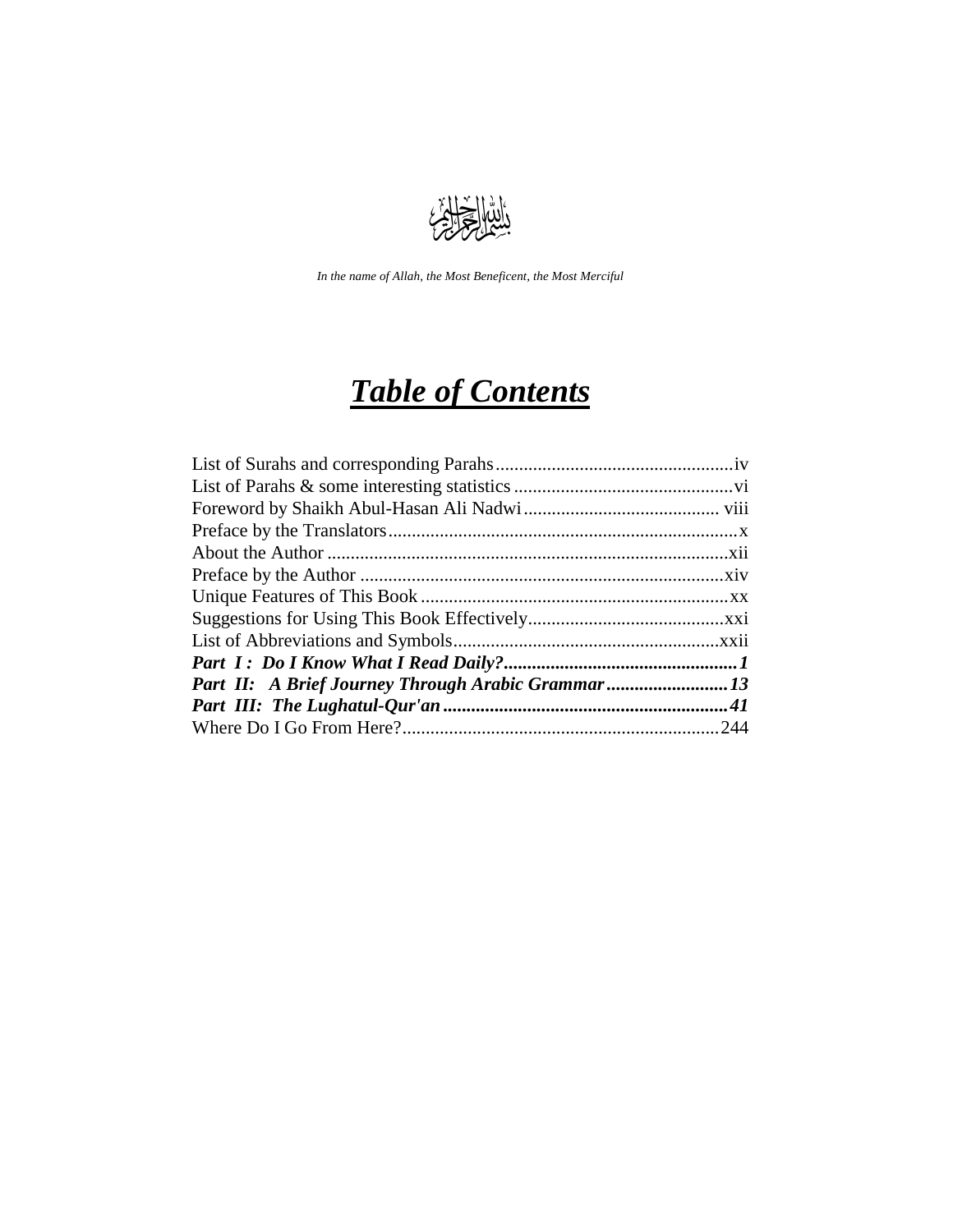بسم الله الرحمن الرحيم

*In the name of Allah, the Most Beneficent, the Most Merciful*

# ***Table of Contents***

List of Surahs and corresponding Parahs....................................................iv
List of Parahs & some interesting statistics ...............................................vi
Foreword by Shaikh Abul-Hasan Ali Nadwi.......................................... viii
Preface by the Translators..........................................................................x
About the Author .....................................................................................xii
Preface by the Author .............................................................................xiv
Unique Features of This Book ..................................................................xx
Suggestions for Using This Book Effectively..........................................xxi
List of Abbreviations and Symbols.........................................................xxii
***Part I : Do I Know What I Read Daily?..................................................1***
***Part II: A Brief Journey Through Arabic Grammar..........................13***
***Part III: The Lughatul-Qur'an............................................................41***
Where Do I Go From Here?...................................................................244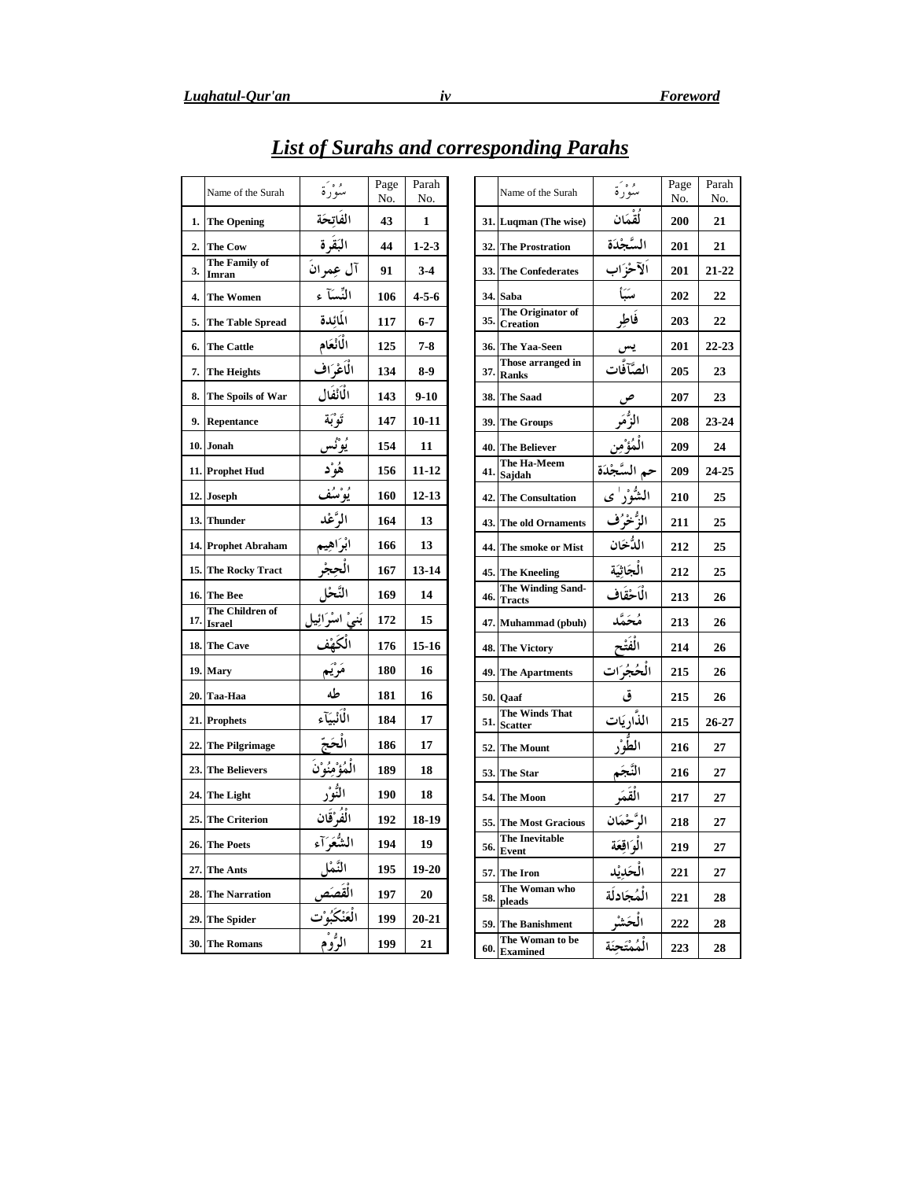## *List of Surahs and corresponding Parahs*

| | Name of the Surah | سُوْرَة | Page No. | Parah No. |
|---|---|---|---|---|
| 1. | The Opening | الفَاتِحَة | 43 | 1 |
| 2. | The Cow | البَقَرة | 44 | 1-2-3 |
| 3. | The Family of Imran | آل عِمرانَ | 91 | 3-4 |
| 4. | The Women | النِّسَآء | 106 | 4-5-6 |
| 5. | The Table Spread | المَائِدة | 117 | 6-7 |
| 6. | The Cattle | الْاَنْعَام | 125 | 7-8 |
| 7. | The Heights | الْاَعْرَاف | 134 | 8-9 |
| 8. | The Spoils of War | الْاَنفَال | 143 | 9-10 |
| 9. | Repentance | تَوْبَة | 147 | 10-11 |
| 10. | Jonah | يُوْنُس | 154 | 11 |
| 11. | Prophet Hud | هُوْد | 156 | 11-12 |
| 12. | Joseph | يُوْسُف | 160 | 12-13 |
| 13. | Thunder | الرَّعْد | 164 | 13 |
| 14. | Prophet Abraham | ابْرَاهِيم | 166 | 13 |
| 15. | The Rocky Tract | الْحِجْر | 167 | 13-14 |
| 16. | The Bee | النَّحْل | 169 | 14 |
| 17. | The Children of Israel | بَنيْ اسْرَائِيل | 172 | 15 |
| 18. | The Cave | الْكَهْف | 176 | 15-16 |
| 19. | Mary | مَرْيَم | 180 | 16 |
| 20. | Taa-Haa | طه | 181 | 16 |
| 21. | Prophets | الْاَنْبِيَآء | 184 | 17 |
| 22. | The Pilgrimage | الْحَجّ | 186 | 17 |
| 23. | The Believers | الْمُؤْمِنُوْنَ | 189 | 18 |
| 24. | The Light | النُّوْر | 190 | 18 |
| 25. | The Criterion | الْفُرْقَان | 192 | 18-19 |
| 26. | The Poets | الشُّعَرَآء | 194 | 19 |
| 27. | The Ants | النَّمْل | 195 | 19-20 |
| 28. | The Narration | الْقَصَص | 197 | 20 |
| 29. | The Spider | الْعَنْكَبُوْت | 199 | 20-21 |
| 30. | The Romans | الرُّوْم | 199 | 21 |
| 31. | Luqman (The wise) | لُقْمَان | 200 | 21 |
| 32. | The Prostration | السَّجْدَة | 201 | 21 |
| 33. | The Confederates | الاَحْزَاب | 201 | 21-22 |
| 34. | Saba | سَبَأ | 202 | 22 |
| 35. | The Originator of Creation | فَاطِر | 203 | 22 |
| 36. | The Yaa-Seen | يس | 201 | 22-23 |
| 37. | Those arranged in Ranks | الصَّآفَّات | 205 | 23 |
| 38. | The Saad | ص | 207 | 23 |
| 39. | The Groups | الزُّمَر | 208 | 23-24 |
| 40. | The Believer | الْمُؤْمِن | 209 | 24 |
| 41. | The Ha-Meem Sajdah | حم السَّجْدَة | 209 | 24-25 |
| 42. | The Consultation | الشُّوْرٰى | 210 | 25 |
| 43. | The old Ornaments | الزُّخْرُف | 211 | 25 |
| 44. | The smoke or Mist | الدُّخَان | 212 | 25 |
| 45. | The Kneeling | الْجَاثِيَة | 212 | 25 |
| 46. | The Winding Sand-Tracts | الْاَحْقَاف | 213 | 26 |
| 47. | Muhammad (pbuh) | مُحَمَّد | 213 | 26 |
| 48. | The Victory | الْفَتْح | 214 | 26 |
| 49. | The Apartments | الْحُجُرَات | 215 | 26 |
| 50. | Qaaf | ق | 215 | 26 |
| 51. | The Winds That Scatter | الذَّارِيَات | 215 | 26-27 |
| 52. | The Mount | الطُّوْر | 216 | 27 |
| 53. | The Star | النَّجَم | 216 | 27 |
| 54. | The Moon | الْقَمَر | 217 | 27 |
| 55. | The Most Gracious | الرَّحْمَان | 218 | 27 |
| 56. | The Inevitable Event | الْوَاقِعَة | 219 | 27 |
| 57. | The Iron | الْحَدِيْد | 221 | 27 |
| 58. | The Woman who pleads | الْمُجَادلَة | 221 | 28 |
| 59. | The Banishment | الْحَشْر | 222 | 28 |
| 60. | The Woman to be Examined | الْمُمْتَحِنَة | 223 | 28 |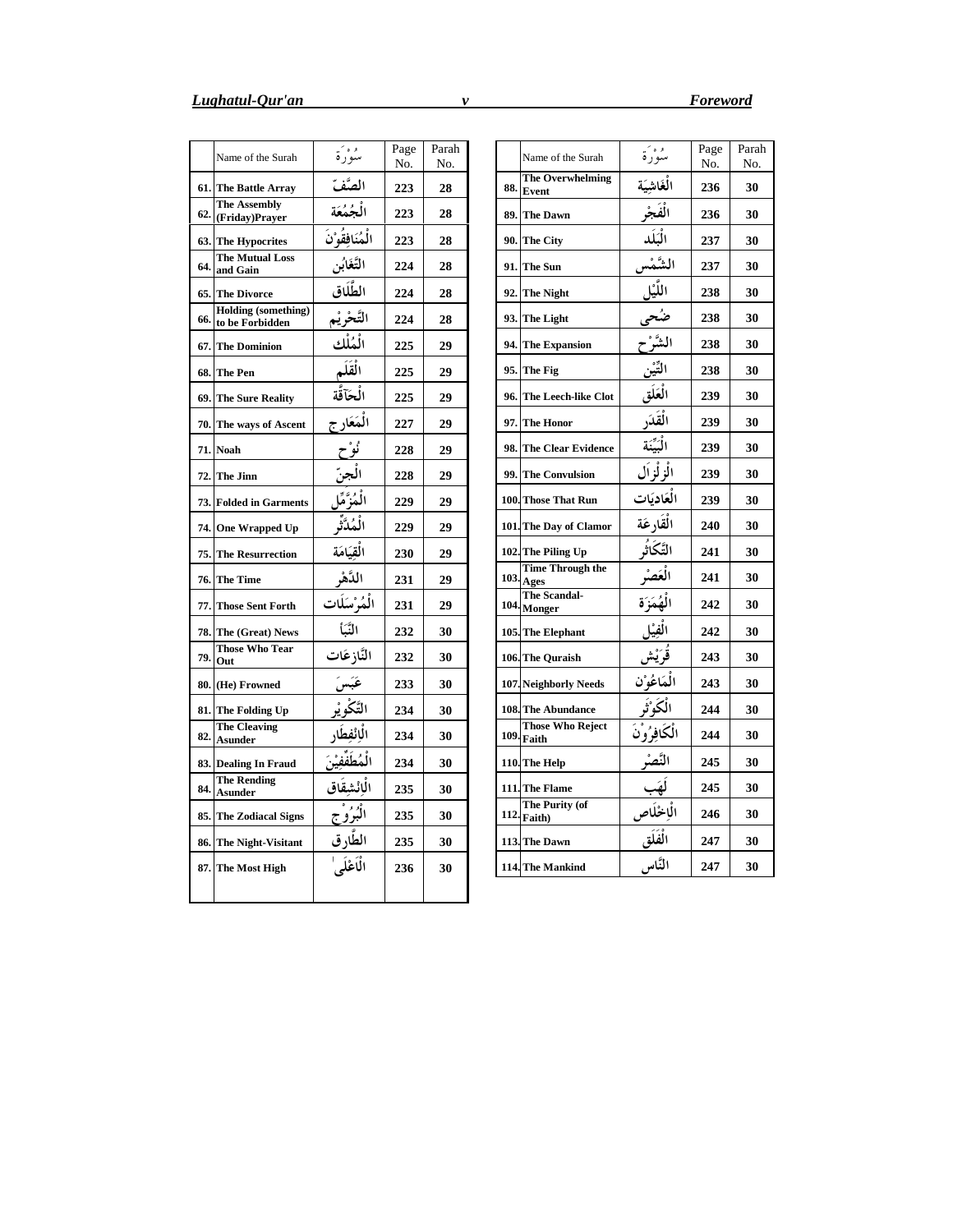| | Name of the Surah | سُوْرَة | Page No. | Parah No. |
|---|---|---|---|---|
| 61. | The Battle Array | الصَّفّ | 223 | 28 |
| 62. | The Assembly (Friday)Prayer | الْجُمُعَة | 223 | 28 |
| 63. | The Hypocrites | الْمُنَافِقُوْنَ | 223 | 28 |
| 64. | The Mutual Loss and Gain | التَّغَابُن | 224 | 28 |
| 65. | The Divorce | الطَّلَاق | 224 | 28 |
| 66. | Holding (something) to be Forbidden | التَّحْرِيْم | 224 | 28 |
| 67. | The Dominion | الْمُلْك | 225 | 29 |
| 68. | The Pen | الْقَلَم | 225 | 29 |
| 69. | The Sure Reality | الْحَآقَّة | 225 | 29 |
| 70. | The ways of Ascent | الْمَعَارِج | 227 | 29 |
| 71. | Noah | نُوْح | 228 | 29 |
| 72. | The Jinn | الْجِنّ | 228 | 29 |
| 73. | Folded in Garments | الْمُزَّمِّل | 229 | 29 |
| 74. | One Wrapped Up | الْمُدَّثِّر | 229 | 29 |
| 75. | The Resurrection | الْقِيَامَة | 230 | 29 |
| 76. | The Time | الدَّهْر | 231 | 29 |
| 77. | Those Sent Forth | الْمُرْسَلَات | 231 | 29 |
| 78. | The (Great) News | النَّبَأ | 232 | 30 |
| 79. | Those Who Tear Out | النَّازِعَات | 232 | 30 |
| 80. | (He) Frowned | عَبَسَ | 233 | 30 |
| 81. | The Folding Up | التَّكْوِيْر | 234 | 30 |
| 82. | The Cleaving Asunder | الِانْفِطَار | 234 | 30 |
| 83. | Dealing In Fraud | الْمُطَفِّفِيْنَ | 234 | 30 |
| 84. | The Rending Asunder | الِانْشِقَاق | 235 | 30 |
| 85. | The Zodiacal Signs | الْبُرُوْج | 235 | 30 |
| 86. | The Night-Visitant | الطَّارِق | 235 | 30 |
| 87. | The Most High | الْاَعْلٰى | 236 | 30 |
| 88. | The Overwhelming Event | الْغَاشِيَة | 236 | 30 |
| 89. | The Dawn | الْفَجْر | 236 | 30 |
| 90. | The City | الْبَلَد | 237 | 30 |
| 91. | The Sun | الشَّمْس | 237 | 30 |
| 92. | The Night | اللَّيْل | 238 | 30 |
| 93. | The Light | ضُحٰى | 238 | 30 |
| 94. | The Expansion | الشَّرْح | 238 | 30 |
| 95. | The Fig | التِّيْن | 238 | 30 |
| 96. | The Leech-like Clot | الْعَلَق | 239 | 30 |
| 97. | The Honor | الْقَدَر | 239 | 30 |
| 98. | The Clear Evidence | الْبَيِّنَة | 239 | 30 |
| 99. | The Convulsion | الزِلْزَال | 239 | 30 |
| 100. | Those That Run | الْعَادِيَات | 239 | 30 |
| 101. | The Day of Clamor | الْقَارِعَة | 240 | 30 |
| 102. | The Piling Up | التَّكَاثُر | 241 | 30 |
| 103. | Time Through the Ages | الْعَصْر | 241 | 30 |
| 104. | The Scandal-Monger | الْهُمَزَة | 242 | 30 |
| 105. | The Elephant | الْفِيْل | 242 | 30 |
| 106. | The Quraish | قُرَيْش | 243 | 30 |
| 107. | Neighborly Needs | الْمَاعُوْن | 243 | 30 |
| 108. | The Abundance | الْكَوْثَر | 244 | 30 |
| 109. | Those Who Reject Faith | الْكَافِرُوْنَ | 244 | 30 |
| 110. | The Help | النَّصْر | 245 | 30 |
| 111. | The Flame | لَهَب | 245 | 30 |
| 112. | The Purity (of Faith) | الْاِخْلَاص | 246 | 30 |
| 113. | The Dawn | الْفَلَق | 247 | 30 |
| 114. | The Mankind | النَّاس | 247 | 30 |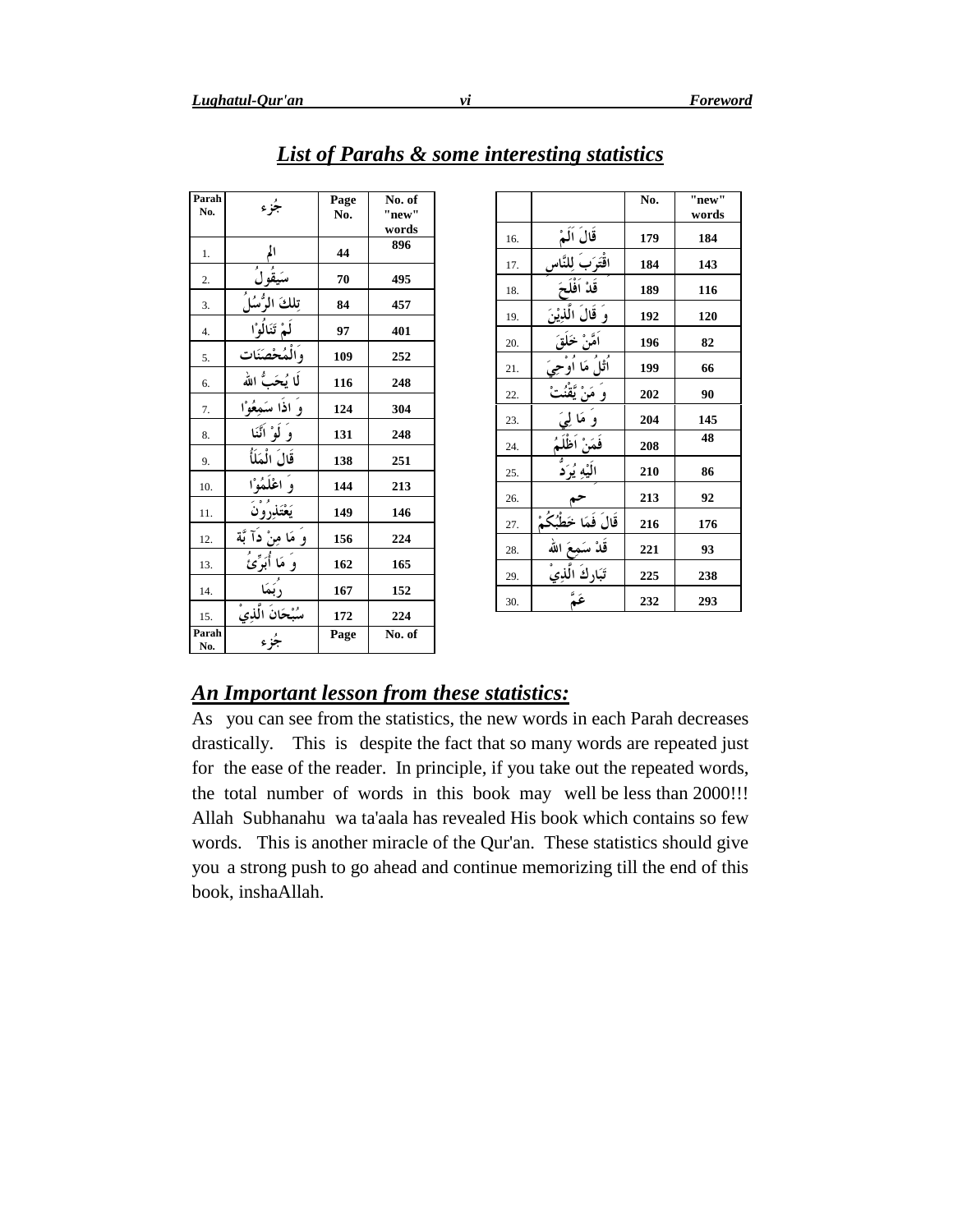## *List of Parahs & some interesting statistics*

| Parah No. | جُزء | Page No. | No. of "new" words |
|---|---|---|---|
| 1. | الم | 44 | 896 |
| 2. | سَيَقُولُ | 70 | 495 |
| 3. | تِلكَ الرُّسُلُ | 84 | 457 |
| 4. | لَنْ تَنَالُوْا | 97 | 401 |
| 5. | وَالْمُحْصَنَات | 109 | 252 |
| 6. | لَا يُحَبُّ الله | 116 | 248 |
| 7. | وَ اذَا سَمِعُوْا | 124 | 304 |
| 8. | وَ لَوْ اَنَّنَا | 131 | 248 |
| 9. | قَالَ الْمَلَأُ | 138 | 251 |
| 10. | وَ اعْلَمُوْا | 144 | 213 |
| 11. | يَعْتَذِرُوْنَ | 149 | 146 |
| 12. | وَ مَا مِنْ دَآ بَّة | 156 | 224 |
| 13. | وَ مَا أُبَرِّئُ | 162 | 165 |
| 14. | رُبَمَا | 167 | 152 |
| 15. | سُبْحَانَ الَّذِيْ | 172 | 224 |
| Parah No. | جُزء | Page | No. of |

| | | No. | "new" words |
|---|---|---|---|
| 16. | قَالَ اَلَمْ | 179 | 184 |
| 17. | اقْتَرَبَ لِلنَّاس | 184 | 143 |
| 18. | قَدْ اَفْلَحَ | 189 | 116 |
| 19. | وَ قَالَ الَّذِيْنَ | 192 | 120 |
| 20. | اَمَّنْ خَلَقَ | 196 | 82 |
| 21. | اُتْلُ مَا اُوْحِيَ | 199 | 66 |
| 22. | وَ مَنْ يَّقْنُتْ | 202 | 90 |
| 23. | وَ مَا لِيَ | 204 | 145 |
| 24. | فَمَنْ اَظْلَمُ | 208 | 48 |
| 25. | اِلَيْهِ يُرَدُّ | 210 | 86 |
| 26. | حم | 213 | 92 |
| 27. | قَالَ فَمَا خَطْبُكُمْ | 216 | 176 |
| 28. | قَدْ سَمِعَ الله | 221 | 93 |
| 29. | تَبَارَكَ الَّذِيْ | 225 | 238 |
| 30. | عَمَّ | 232 | 293 |

## *An Important lesson from these statistics:*

As you can see from the statistics, the new words in each Parah decreases drastically. This is despite the fact that so many words are repeated just for the ease of the reader. In principle, if you take out the repeated words, the total number of words in this book may well be less than 2000!!! Allah Subhanahu wa ta'aala has revealed His book which contains so few words. This is another miracle of the Qur'an. These statistics should give you a strong push to go ahead and continue memorizing till the end of this book, inshaAllah.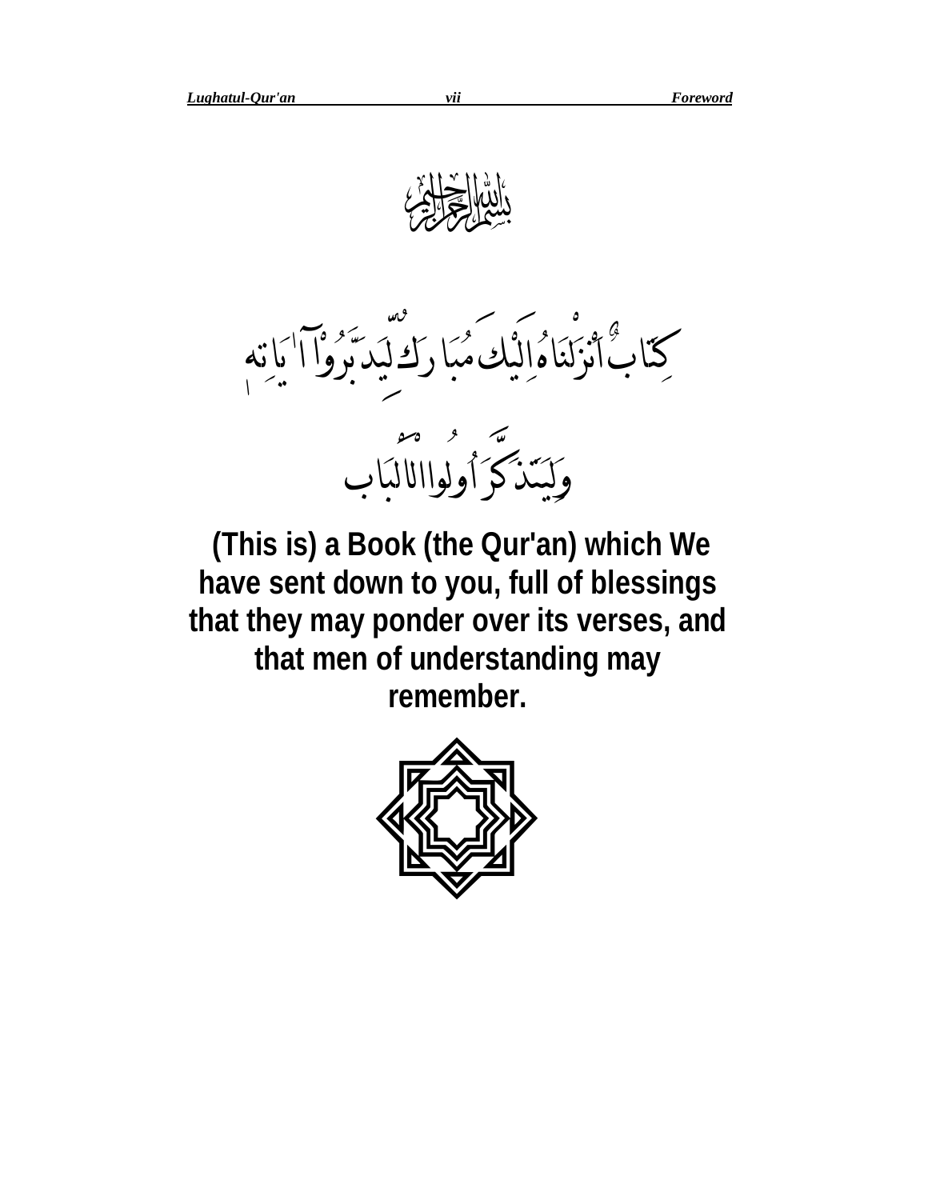بِسْمِ اللهِ الرَّحْمٰنِ الرَّحِيْمِ

كِتَابٌ أَنْزَلْنَاهُ إِلَيْكَ مُبَارَكٌ لِّيَدَّبَّرُوْا آيَاتِهِ

وَلِيَتَذَكَّرَ أُولُوا الْأَلْبَابِ

**(This is) a Book (the Qur'an) which We have sent down to you, full of blessings that they may ponder over its verses, and that men of understanding may remember.**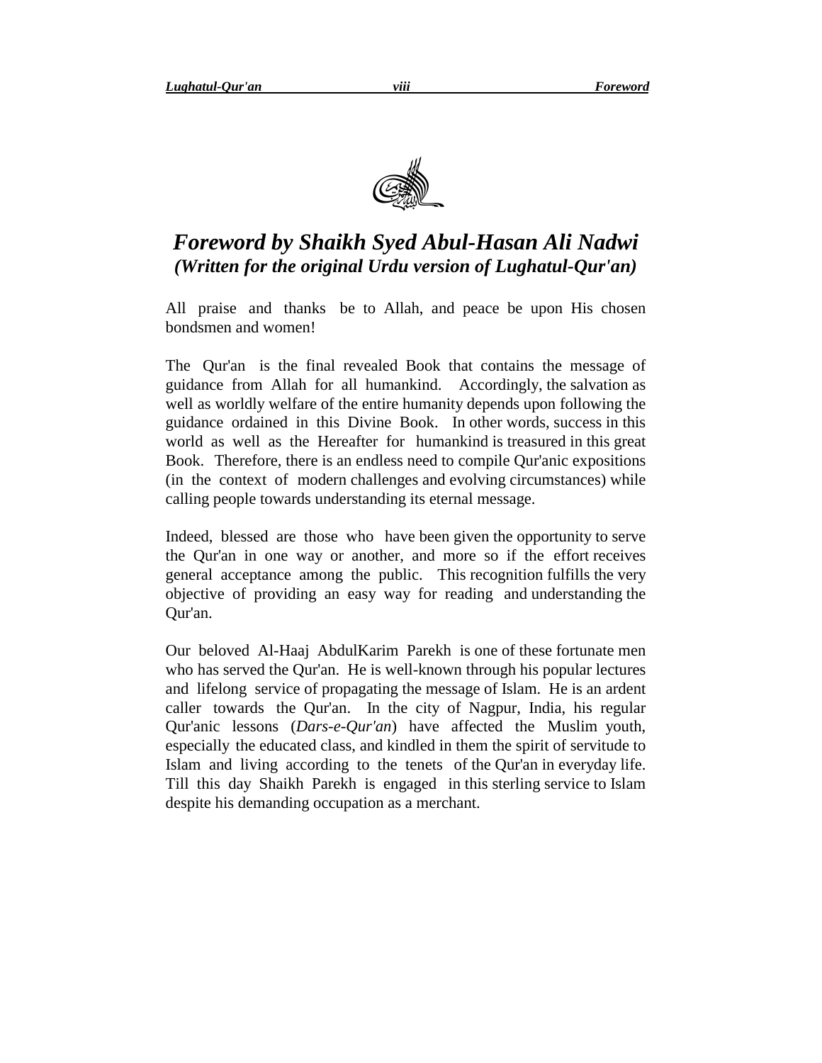# *Foreword by Shaikh Syed Abul-Hasan Ali Nadwi*

### *(Written for the original Urdu version of Lughatul-Qur'an)*

All praise and thanks be to Allah, and peace be upon His chosen bondsmen and women!

The Qur'an is the final revealed Book that contains the message of guidance from Allah for all humankind. Accordingly, the salvation as well as worldly welfare of the entire humanity depends upon following the guidance ordained in this Divine Book. In other words, success in this world as well as the Hereafter for humankind is treasured in this great Book. Therefore, there is an endless need to compile Qur'anic expositions (in the context of modern challenges and evolving circumstances) while calling people towards understanding its eternal message.

Indeed, blessed are those who have been given the opportunity to serve the Qur'an in one way or another, and more so if the effort receives general acceptance among the public. This recognition fulfills the very objective of providing an easy way for reading and understanding the Qur'an.

Our beloved Al-Haaj AbdulKarim Parekh is one of these fortunate men who has served the Qur'an. He is well-known through his popular lectures and lifelong service of propagating the message of Islam. He is an ardent caller towards the Qur'an. In the city of Nagpur, India, his regular Qur'anic lessons (*Dars-e-Qur'an*) have affected the Muslim youth, especially the educated class, and kindled in them the spirit of servitude to Islam and living according to the tenets of the Qur'an in everyday life. Till this day Shaikh Parekh is engaged in this sterling service to Islam despite his demanding occupation as a merchant.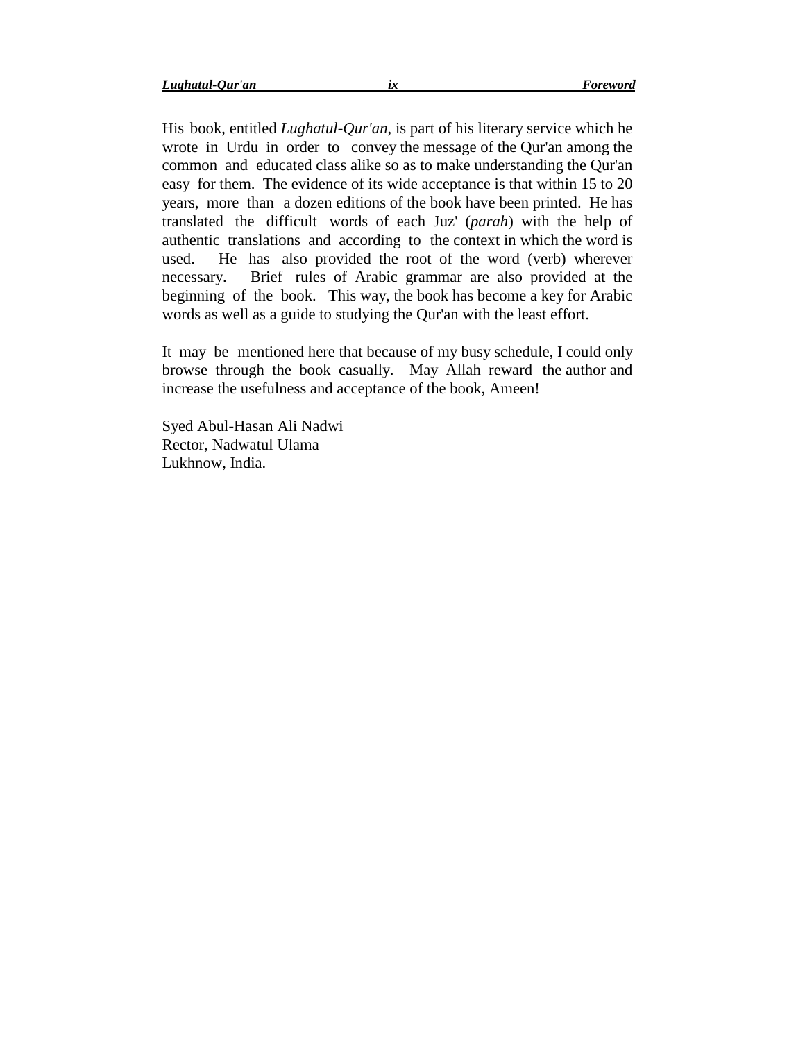His book, entitled *Lughatul-Qur'an*, is part of his literary service which he wrote in Urdu in order to convey the message of the Qur'an among the common and educated class alike so as to make understanding the Qur'an easy for them. The evidence of its wide acceptance is that within 15 to 20 years, more than a dozen editions of the book have been printed. He has translated the difficult words of each Juz' (*parah*) with the help of authentic translations and according to the context in which the word is used. He has also provided the root of the word (verb) wherever necessary. Brief rules of Arabic grammar are also provided at the beginning of the book. This way, the book has become a key for Arabic words as well as a guide to studying the Qur'an with the least effort.

It may be mentioned here that because of my busy schedule, I could only browse through the book casually. May Allah reward the author and increase the usefulness and acceptance of the book, Ameen!

Syed Abul-Hasan Ali Nadwi
Rector, Nadwatul Ulama
Lukhnow, India.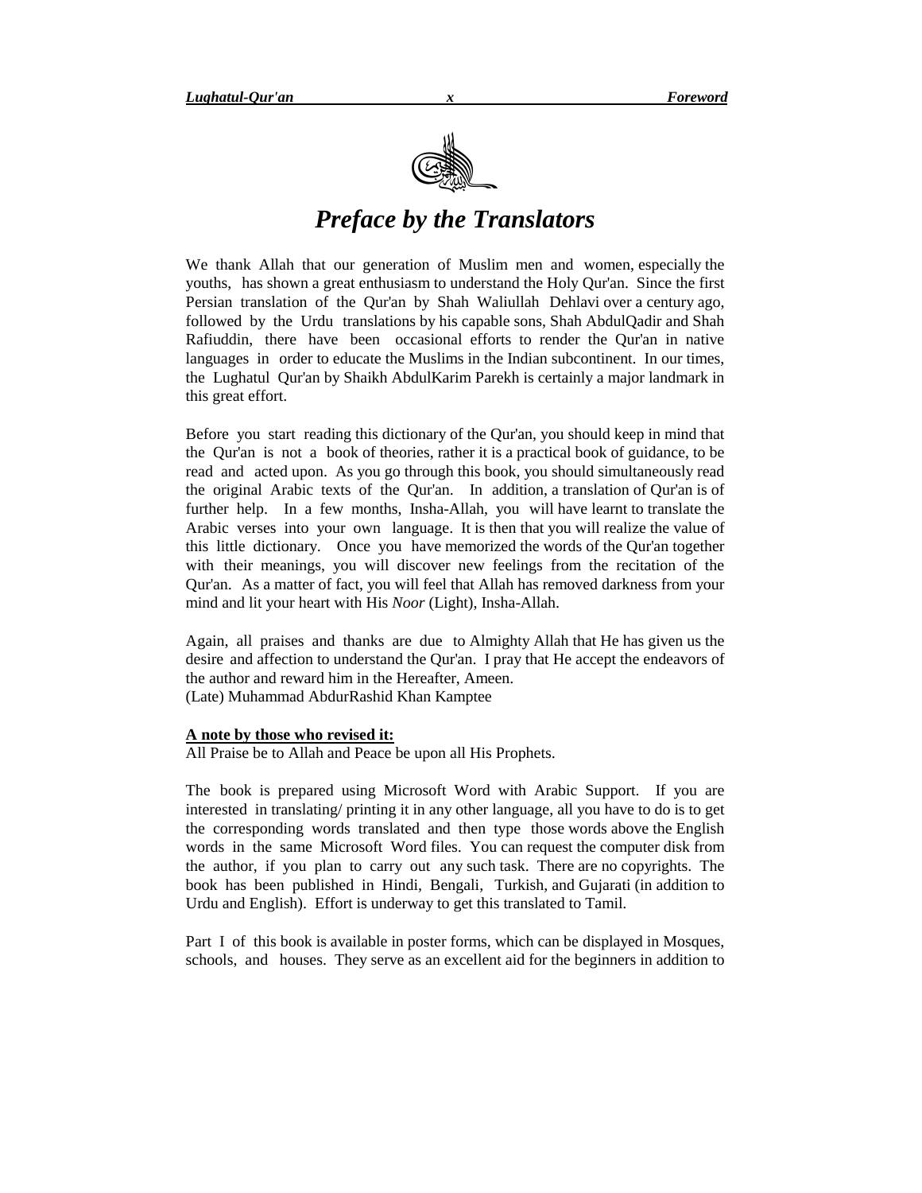# *Preface by the Translators*

We thank Allah that our generation of Muslim men and women, especially the youths, has shown a great enthusiasm to understand the Holy Qur'an. Since the first Persian translation of the Qur'an by Shah Waliullah Dehlavi over a century ago, followed by the Urdu translations by his capable sons, Shah AbdulQadir and Shah Rafiuddin, there have been occasional efforts to render the Qur'an in native languages in order to educate the Muslims in the Indian subcontinent. In our times, the Lughatul Qur'an by Shaikh AbdulKarim Parekh is certainly a major landmark in this great effort.

Before you start reading this dictionary of the Qur'an, you should keep in mind that the Qur'an is not a book of theories, rather it is a practical book of guidance, to be read and acted upon. As you go through this book, you should simultaneously read the original Arabic texts of the Qur'an. In addition, a translation of Qur'an is of further help. In a few months, Insha-Allah, you will have learnt to translate the Arabic verses into your own language. It is then that you will realize the value of this little dictionary. Once you have memorized the words of the Qur'an together with their meanings, you will discover new feelings from the recitation of the Qur'an. As a matter of fact, you will feel that Allah has removed darkness from your mind and lit your heart with His *Noor* (Light), Insha-Allah.

Again, all praises and thanks are due to Almighty Allah that He has given us the desire and affection to understand the Qur'an. I pray that He accept the endeavors of the author and reward him in the Hereafter, Ameen.
(Late) Muhammad AbdurRashid Khan Kamptee

**A note by those who revised it:**
All Praise be to Allah and Peace be upon all His Prophets.

The book is prepared using Microsoft Word with Arabic Support. If you are interested in translating/ printing it in any other language, all you have to do is to get the corresponding words translated and then type those words above the English words in the same Microsoft Word files. You can request the computer disk from the author, if you plan to carry out any such task. There are no copyrights. The book has been published in Hindi, Bengali, Turkish, and Gujarati (in addition to Urdu and English). Effort is underway to get this translated to Tamil.

Part I of this book is available in poster forms, which can be displayed in Mosques, schools, and houses. They serve as an excellent aid for the beginners in addition to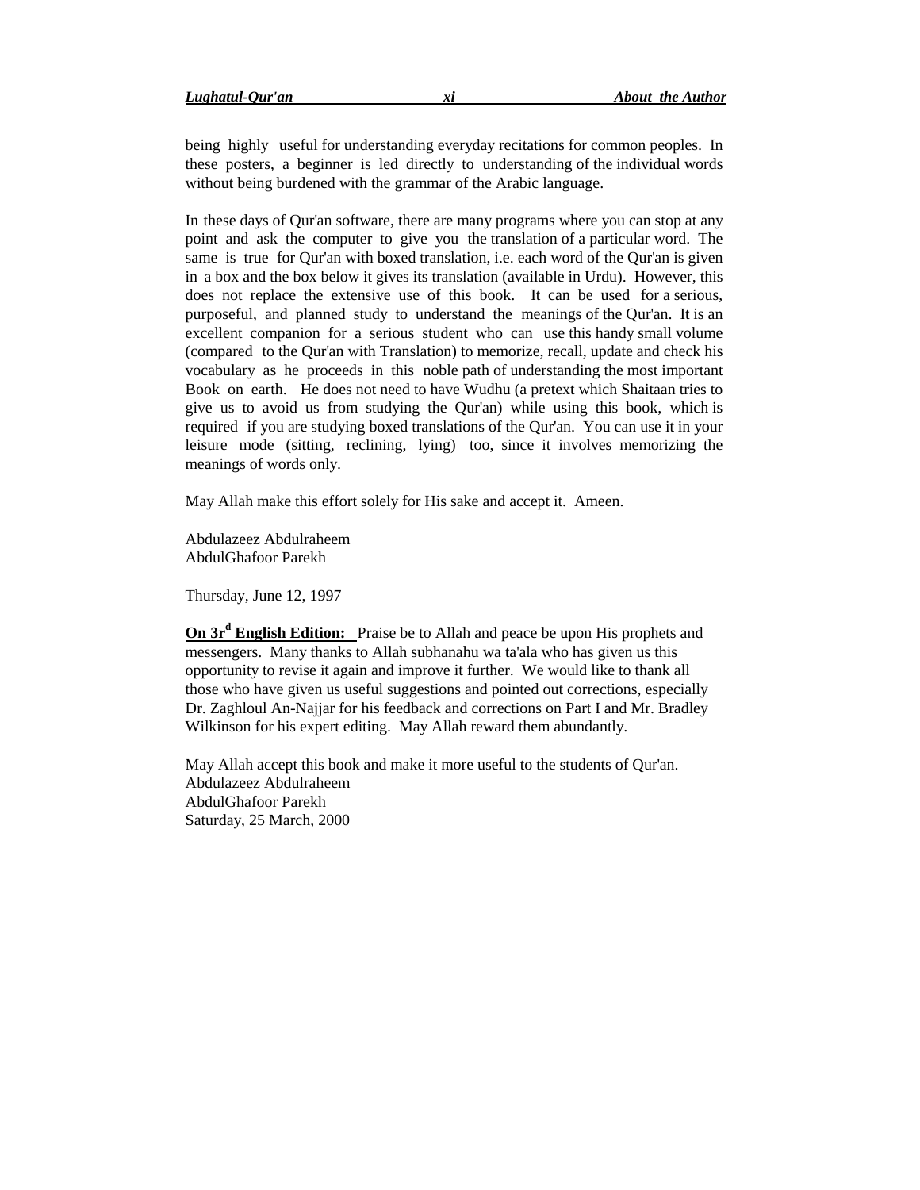being highly useful for understanding everyday recitations for common peoples. In these posters, a beginner is led directly to understanding of the individual words without being burdened with the grammar of the Arabic language.

In these days of Qur'an software, there are many programs where you can stop at any point and ask the computer to give you the translation of a particular word. The same is true for Qur'an with boxed translation, i.e. each word of the Qur'an is given in a box and the box below it gives its translation (available in Urdu). However, this does not replace the extensive use of this book. It can be used for a serious, purposeful, and planned study to understand the meanings of the Qur'an. It is an excellent companion for a serious student who can use this handy small volume (compared to the Qur'an with Translation) to memorize, recall, update and check his vocabulary as he proceeds in this noble path of understanding the most important Book on earth. He does not need to have Wudhu (a pretext which Shaitaan tries to give us to avoid us from studying the Qur'an) while using this book, which is required if you are studying boxed translations of the Qur'an. You can use it in your leisure mode (sitting, reclining, lying) too, since it involves memorizing the meanings of words only.

May Allah make this effort solely for His sake and accept it. Ameen.

Abdulazeez Abdulraheem
AbdulGhafoor Parekh

Thursday, June 12, 1997

**On 3rd English Edition:** Praise be to Allah and peace be upon His prophets and messengers. Many thanks to Allah subhanahu wa ta'ala who has given us this opportunity to revise it again and improve it further. We would like to thank all those who have given us useful suggestions and pointed out corrections, especially Dr. Zaghloul An-Najjar for his feedback and corrections on Part I and Mr. Bradley Wilkinson for his expert editing. May Allah reward them abundantly.

May Allah accept this book and make it more useful to the students of Qur'an.
Abdulazeez Abdulraheem
AbdulGhafoor Parekh
Saturday, 25 March, 2000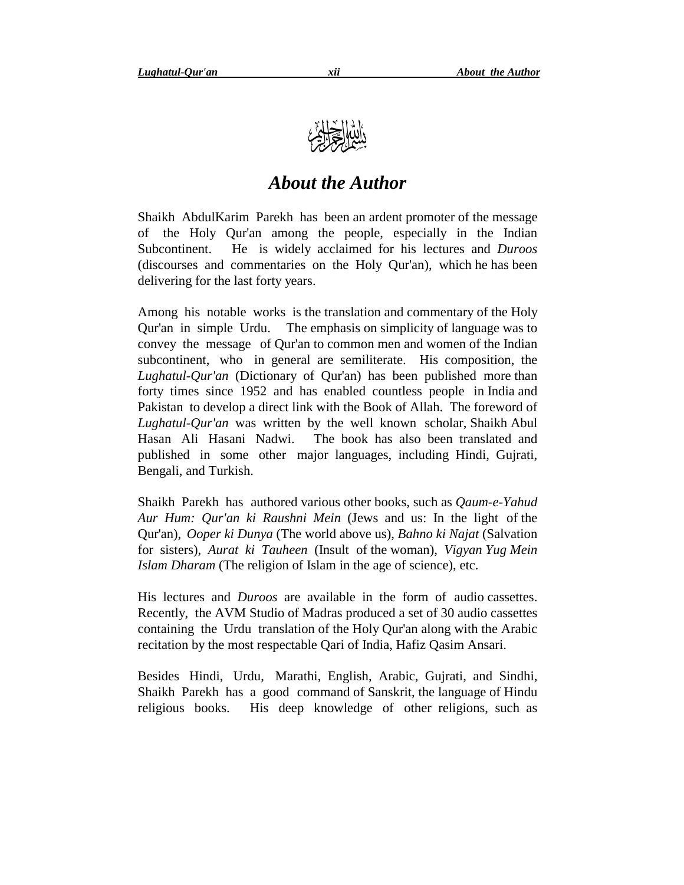بسم الله الرحمن الرحيم

# *About the Author*

Shaikh AbdulKarim Parekh has been an ardent promoter of the message of the Holy Qur'an among the people, especially in the Indian Subcontinent. He is widely acclaimed for his lectures and *Duroos* (discourses and commentaries on the Holy Qur'an), which he has been delivering for the last forty years.

Among his notable works is the translation and commentary of the Holy Qur'an in simple Urdu. The emphasis on simplicity of language was to convey the message of Qur'an to common men and women of the Indian subcontinent, who in general are semiliterate. His composition, the *Lughatul-Qur'an* (Dictionary of Qur'an) has been published more than forty times since 1952 and has enabled countless people in India and Pakistan to develop a direct link with the Book of Allah. The foreword of *Lughatul-Qur'an* was written by the well known scholar, Shaikh Abul Hasan Ali Hasani Nadwi. The book has also been translated and published in some other major languages, including Hindi, Gujrati, Bengali, and Turkish.

Shaikh Parekh has authored various other books, such as *Qaum-e-Yahud Aur Hum: Qur'an ki Raushni Mein* (Jews and us: In the light of the Qur'an), *Ooper ki Dunya* (The world above us), *Bahno ki Najat* (Salvation for sisters), *Aurat ki Tauheen* (Insult of the woman), *Vigyan Yug Mein Islam Dharam* (The religion of Islam in the age of science), etc.

His lectures and *Duroos* are available in the form of audio cassettes. Recently, the AVM Studio of Madras produced a set of 30 audio cassettes containing the Urdu translation of the Holy Qur'an along with the Arabic recitation by the most respectable Qari of India, Hafiz Qasim Ansari.

Besides Hindi, Urdu, Marathi, English, Arabic, Gujrati, and Sindhi, Shaikh Parekh has a good command of Sanskrit, the language of Hindu religious books. His deep knowledge of other religions, such as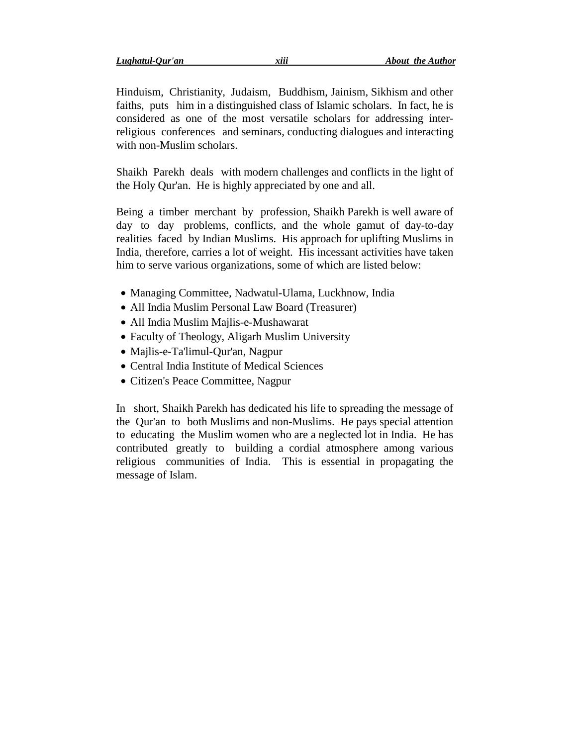Hinduism, Christianity, Judaism, Buddhism, Jainism, Sikhism and other faiths, puts him in a distinguished class of Islamic scholars. In fact, he is considered as one of the most versatile scholars for addressing inter-religious conferences and seminars, conducting dialogues and interacting with non-Muslim scholars.

Shaikh Parekh deals with modern challenges and conflicts in the light of the Holy Qur'an. He is highly appreciated by one and all.

Being a timber merchant by profession, Shaikh Parekh is well aware of day to day problems, conflicts, and the whole gamut of day-to-day realities faced by Indian Muslims. His approach for uplifting Muslims in India, therefore, carries a lot of weight. His incessant activities have taken him to serve various organizations, some of which are listed below:

- Managing Committee, Nadwatul-Ulama, Luckhnow, India
- All India Muslim Personal Law Board (Treasurer)
- All India Muslim Majlis-e-Mushawarat
- Faculty of Theology, Aligarh Muslim University
- Majlis-e-Ta'limul-Qur'an, Nagpur
- Central India Institute of Medical Sciences
- Citizen's Peace Committee, Nagpur

In short, Shaikh Parekh has dedicated his life to spreading the message of the Qur'an to both Muslims and non-Muslims. He pays special attention to educating the Muslim women who are a neglected lot in India. He has contributed greatly to building a cordial atmosphere among various religious communities of India. This is essential in propagating the message of Islam.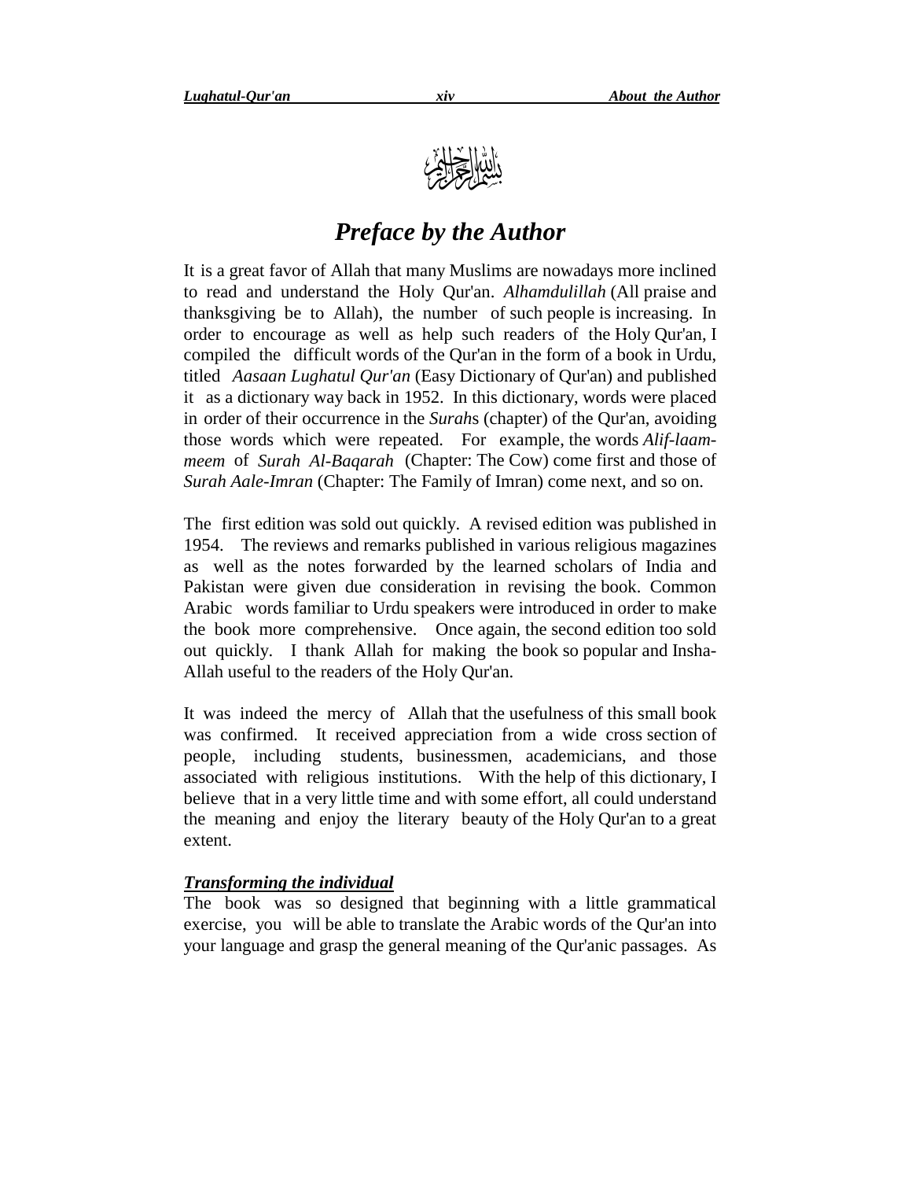بسم الله الرحمن الرحيم

# *Preface by the Author*

It is a great favor of Allah that many Muslims are nowadays more inclined to read and understand the Holy Qur'an. *Alhamdulillah* (All praise and thanksgiving be to Allah), the number of such people is increasing. In order to encourage as well as help such readers of the Holy Qur'an, I compiled the difficult words of the Qur'an in the form of a book in Urdu, titled *Aasaan Lughatul Qur'an* (Easy Dictionary of Qur'an) and published it as a dictionary way back in 1952. In this dictionary, words were placed in order of their occurrence in the *Surah*s (chapter) of the Qur'an, avoiding those words which were repeated. For example, the words *Alif-laam-meem* of *Surah Al-Baqarah* (Chapter: The Cow) come first and those of *Surah Aale-Imran* (Chapter: The Family of Imran) come next, and so on.

The first edition was sold out quickly. A revised edition was published in 1954. The reviews and remarks published in various religious magazines as well as the notes forwarded by the learned scholars of India and Pakistan were given due consideration in revising the book. Common Arabic words familiar to Urdu speakers were introduced in order to make the book more comprehensive. Once again, the second edition too sold out quickly. I thank Allah for making the book so popular and Insha-Allah useful to the readers of the Holy Qur'an.

It was indeed the mercy of Allah that the usefulness of this small book was confirmed. It received appreciation from a wide cross section of people, including students, businessmen, academicians, and those associated with religious institutions. With the help of this dictionary, I believe that in a very little time and with some effort, all could understand the meaning and enjoy the literary beauty of the Holy Qur'an to a great extent.

### ***Transforming the individual***

The book was so designed that beginning with a little grammatical exercise, you will be able to translate the Arabic words of the Qur'an into your language and grasp the general meaning of the Qur'anic passages. As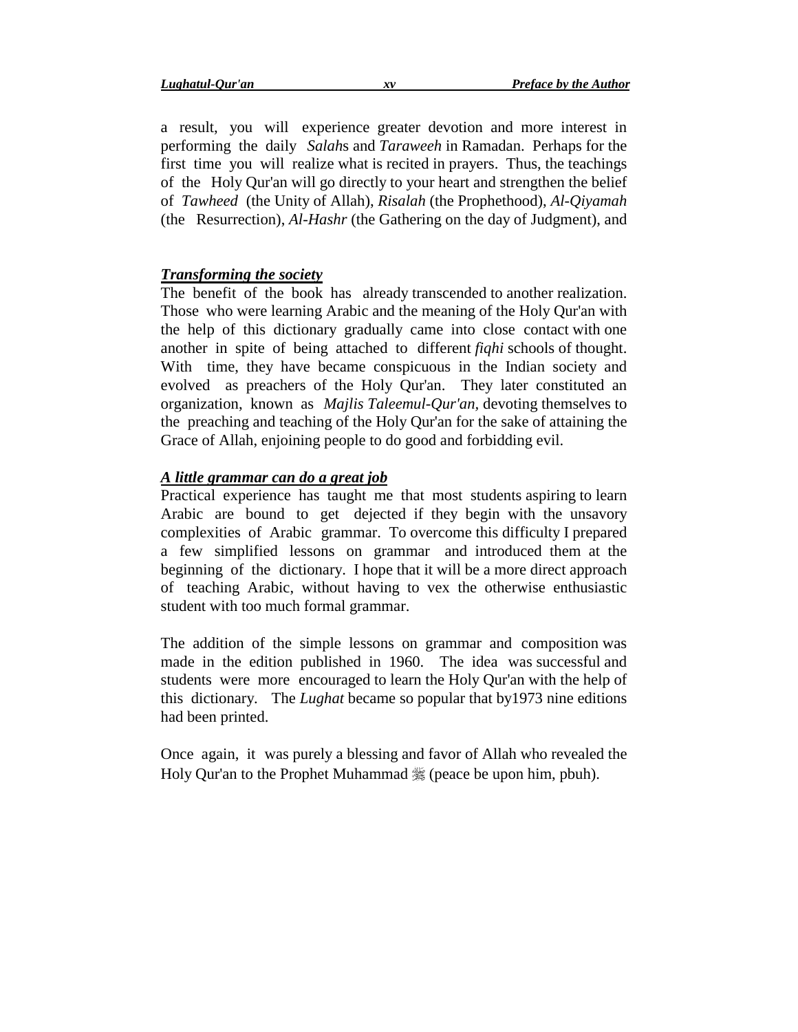a result, you will experience greater devotion and more interest in performing the daily *Salah*s and *Taraweeh* in Ramadan. Perhaps for the first time you will realize what is recited in prayers. Thus, the teachings of the Holy Qur'an will go directly to your heart and strengthen the belief of *Tawheed* (the Unity of Allah), *Risalah* (the Prophethood), *Al-Qiyamah* (the Resurrection), *Al-Hashr* (the Gathering on the day of Judgment), and

***Transforming the society***

The benefit of the book has already transcended to another realization. Those who were learning Arabic and the meaning of the Holy Qur'an with the help of this dictionary gradually came into close contact with one another in spite of being attached to different *fiqhi* schools of thought. With time, they have became conspicuous in the Indian society and evolved as preachers of the Holy Qur'an. They later constituted an organization, known as *Majlis Taleemul-Qur'an,* devoting themselves to the preaching and teaching of the Holy Qur'an for the sake of attaining the Grace of Allah, enjoining people to do good and forbidding evil.

***A little grammar can do a great job***

Practical experience has taught me that most students aspiring to learn Arabic are bound to get dejected if they begin with the unsavory complexities of Arabic grammar. To overcome this difficulty I prepared a few simplified lessons on grammar and introduced them at the beginning of the dictionary. I hope that it will be a more direct approach of teaching Arabic, without having to vex the otherwise enthusiastic student with too much formal grammar.

The addition of the simple lessons on grammar and composition was made in the edition published in 1960. The idea was successful and students were more encouraged to learn the Holy Qur'an with the help of this dictionary. The *Lughat* became so popular that by1973 nine editions had been printed.

Once again, it was purely a blessing and favor of Allah who revealed the Holy Qur'an to the Prophet Muhammad ﷺ (peace be upon him, pbuh).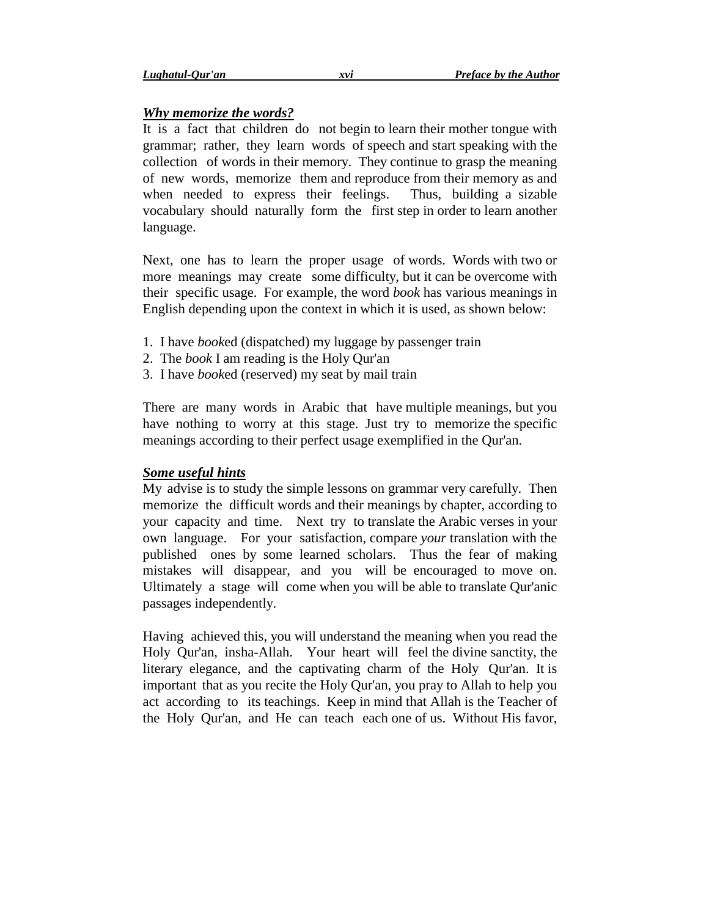### ***Why memorize the words?***

It is a fact that children do not begin to learn their mother tongue with grammar; rather, they learn words of speech and start speaking with the collection of words in their memory. They continue to grasp the meaning of new words, memorize them and reproduce from their memory as and when needed to express their feelings. Thus, building a sizable vocabulary should naturally form the first step in order to learn another language.

Next, one has to learn the proper usage of words. Words with two or more meanings may create some difficulty, but it can be overcome with their specific usage. For example, the word *book* has various meanings in English depending upon the context in which it is used, as shown below:

1. I have *book*ed (dispatched) my luggage by passenger train
2. The *book* I am reading is the Holy Qur'an
3. I have *book*ed (reserved) my seat by mail train

There are many words in Arabic that have multiple meanings, but you have nothing to worry at this stage. Just try to memorize the specific meanings according to their perfect usage exemplified in the Qur'an.

### ***Some useful hints***

My advise is to study the simple lessons on grammar very carefully. Then memorize the difficult words and their meanings by chapter, according to your capacity and time. Next try to translate the Arabic verses in your own language. For your satisfaction, compare *your* translation with the published ones by some learned scholars. Thus the fear of making mistakes will disappear, and you will be encouraged to move on. Ultimately a stage will come when you will be able to translate Qur'anic passages independently.

Having achieved this, you will understand the meaning when you read the Holy Qur'an, insha-Allah. Your heart will feel the divine sanctity, the literary elegance, and the captivating charm of the Holy Qur'an. It is important that as you recite the Holy Qur'an, you pray to Allah to help you act according to its teachings. Keep in mind that Allah is the Teacher of the Holy Qur'an, and He can teach each one of us. Without His favor,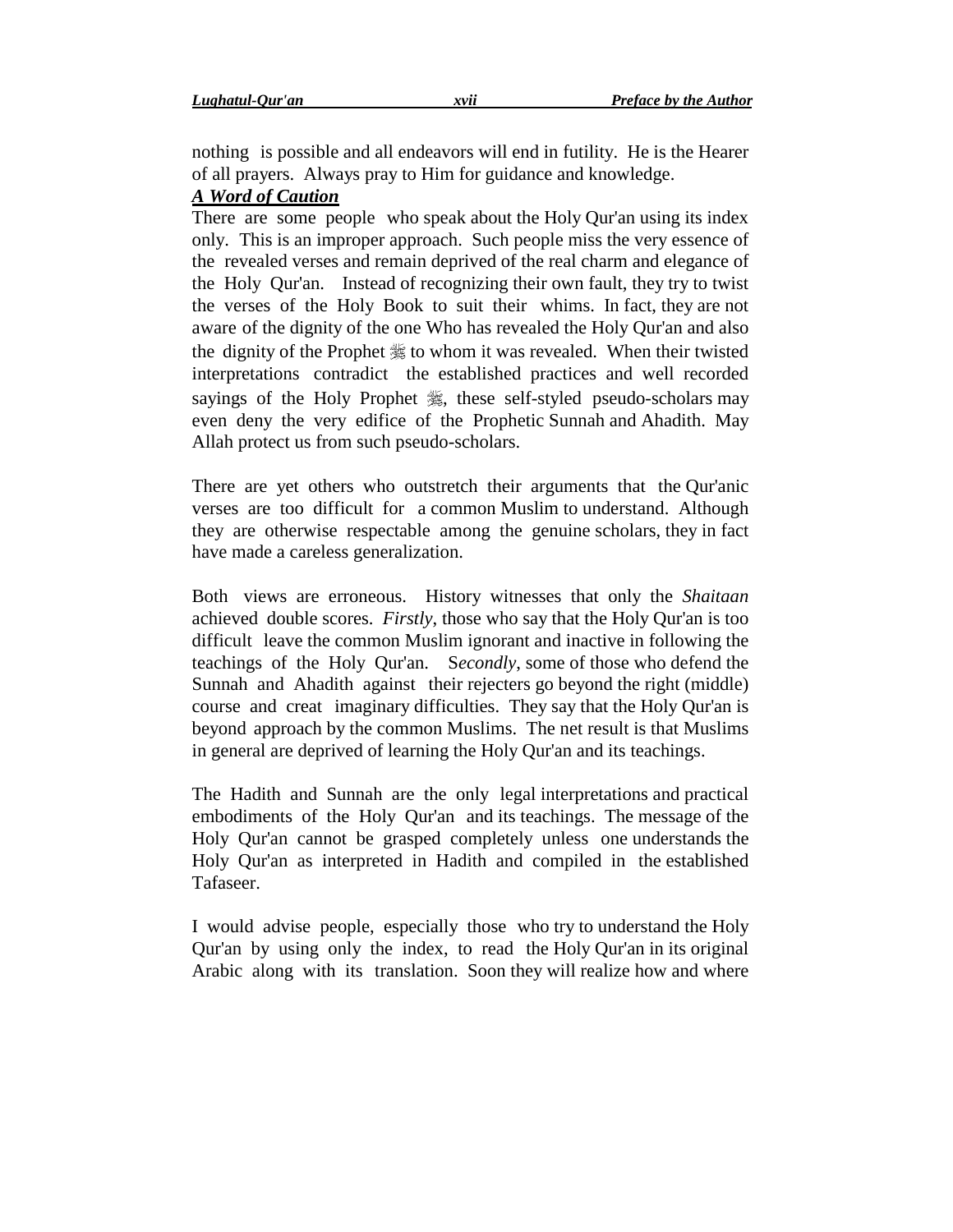nothing is possible and all endeavors will end in futility. He is the Hearer of all prayers. Always pray to Him for guidance and knowledge.

***A Word of Caution***

There are some people who speak about the Holy Qur'an using its index only. This is an improper approach. Such people miss the very essence of the revealed verses and remain deprived of the real charm and elegance of the Holy Qur'an. Instead of recognizing their own fault, they try to twist the verses of the Holy Book to suit their whims. In fact, they are not aware of the dignity of the one Who has revealed the Holy Qur'an and also the dignity of the Prophet ﷺ to whom it was revealed. When their twisted interpretations contradict the established practices and well recorded sayings of the Holy Prophet ﷺ, these self-styled pseudo-scholars may even deny the very edifice of the Prophetic Sunnah and Ahadith. May Allah protect us from such pseudo-scholars.

There are yet others who outstretch their arguments that the Qur'anic verses are too difficult for a common Muslim to understand. Although they are otherwise respectable among the genuine scholars, they in fact have made a careless generalization.

Both views are erroneous. History witnesses that only the *Shaitaan* achieved double scores. *Firstly*, those who say that the Holy Qur'an is too difficult leave the common Muslim ignorant and inactive in following the teachings of the Holy Qur'an. S*econdly*, some of those who defend the Sunnah and Ahadith against their rejecters go beyond the right (middle) course and creat imaginary difficulties. They say that the Holy Qur'an is beyond approach by the common Muslims. The net result is that Muslims in general are deprived of learning the Holy Qur'an and its teachings.

The Hadith and Sunnah are the only legal interpretations and practical embodiments of the Holy Qur'an and its teachings. The message of the Holy Qur'an cannot be grasped completely unless one understands the Holy Qur'an as interpreted in Hadith and compiled in the established Tafaseer.

I would advise people, especially those who try to understand the Holy Qur'an by using only the index, to read the Holy Qur'an in its original Arabic along with its translation. Soon they will realize how and where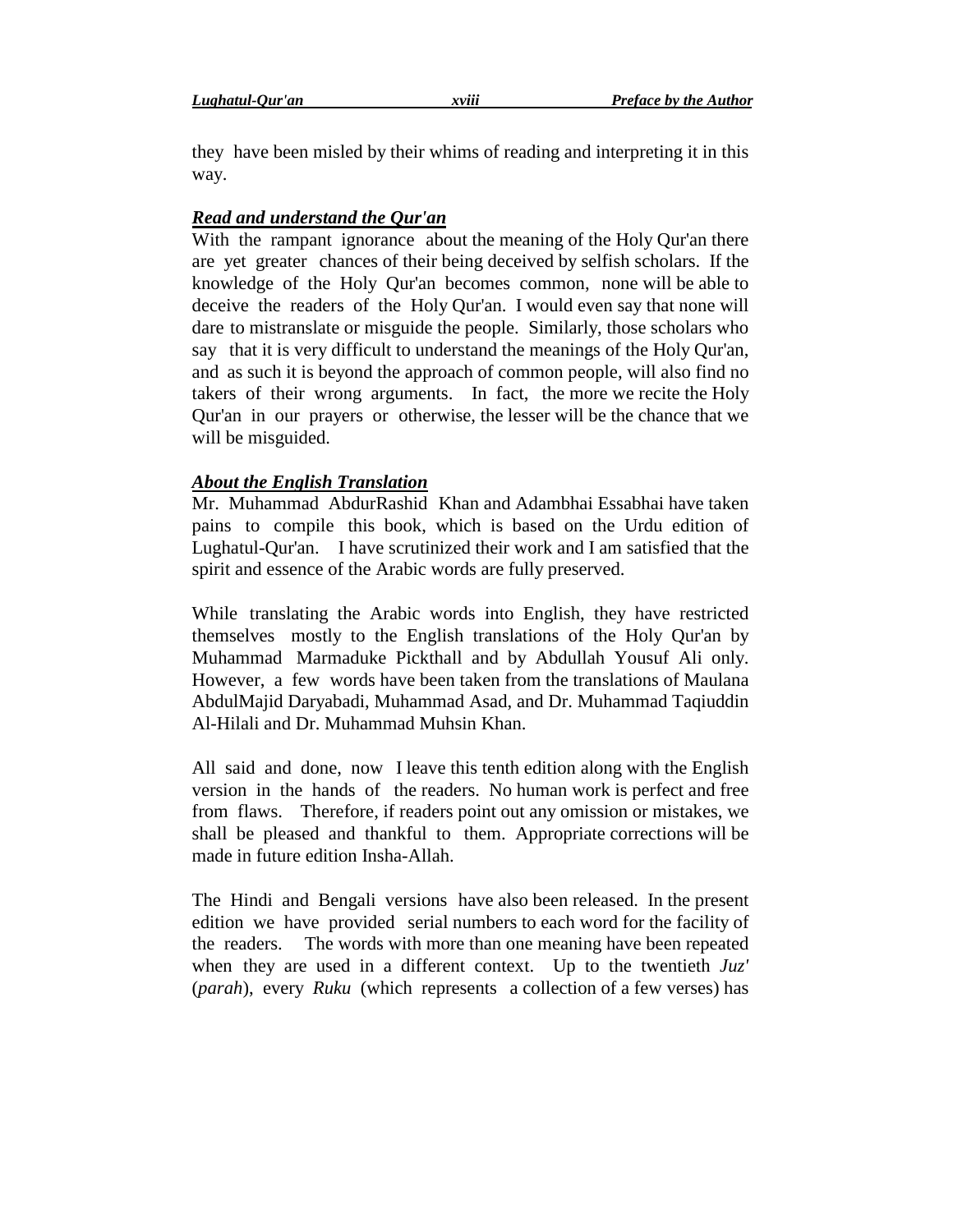they have been misled by their whims of reading and interpreting it in this way.

***Read and understand the Qur'an***

With the rampant ignorance about the meaning of the Holy Qur'an there are yet greater chances of their being deceived by selfish scholars. If the knowledge of the Holy Qur'an becomes common, none will be able to deceive the readers of the Holy Qur'an. I would even say that none will dare to mistranslate or misguide the people. Similarly, those scholars who say that it is very difficult to understand the meanings of the Holy Qur'an, and as such it is beyond the approach of common people, will also find no takers of their wrong arguments. In fact, the more we recite the Holy Qur'an in our prayers or otherwise, the lesser will be the chance that we will be misguided.

***About the English Translation***

Mr. Muhammad AbdurRashid Khan and Adambhai Essabhai have taken pains to compile this book, which is based on the Urdu edition of Lughatul-Qur'an. I have scrutinized their work and I am satisfied that the spirit and essence of the Arabic words are fully preserved.

While translating the Arabic words into English, they have restricted themselves mostly to the English translations of the Holy Qur'an by Muhammad Marmaduke Pickthall and by Abdullah Yousuf Ali only. However, a few words have been taken from the translations of Maulana AbdulMajid Daryabadi, Muhammad Asad, and Dr. Muhammad Taqiuddin Al-Hilali and Dr. Muhammad Muhsin Khan.

All said and done, now I leave this tenth edition along with the English version in the hands of the readers. No human work is perfect and free from flaws. Therefore, if readers point out any omission or mistakes, we shall be pleased and thankful to them. Appropriate corrections will be made in future edition Insha-Allah.

The Hindi and Bengali versions have also been released. In the present edition we have provided serial numbers to each word for the facility of the readers. The words with more than one meaning have been repeated when they are used in a different context. Up to the twentieth *Juz'* (*parah*), every *Ruku* (which represents a collection of a few verses) has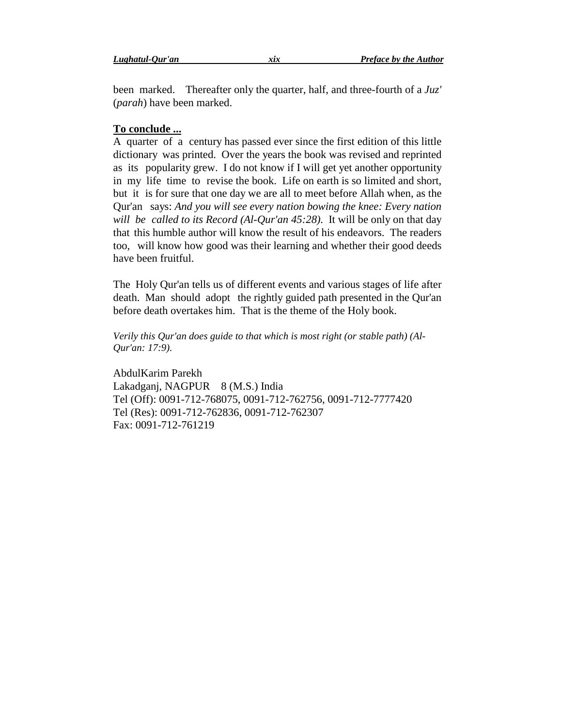been marked. Thereafter only the quarter, half, and three-fourth of a *Juz'* (*parah*) have been marked.

**To conclude ...**

A quarter of a century has passed ever since the first edition of this little dictionary was printed. Over the years the book was revised and reprinted as its popularity grew. I do not know if I will get yet another opportunity in my life time to revise the book. Life on earth is so limited and short, but it is for sure that one day we are all to meet before Allah when, as the Qur'an says: *And you will see every nation bowing the knee: Every nation will be called to its Record (Al-Qur'an 45:28)*. It will be only on that day that this humble author will know the result of his endeavors. The readers too, will know how good was their learning and whether their good deeds have been fruitful.

The Holy Qur'an tells us of different events and various stages of life after death. Man should adopt the rightly guided path presented in the Qur'an before death overtakes him. That is the theme of the Holy book.

*Verily this Qur'an does guide to that which is most right (or stable path) (Al-Qur'an: 17:9).*

AbdulKarim Parekh
Lakadganj, NAGPUR 8 (M.S.) India
Tel (Off): 0091-712-768075, 0091-712-762756, 0091-712-7777420
Tel (Res): 0091-712-762836, 0091-712-762307
Fax: 0091-712-761219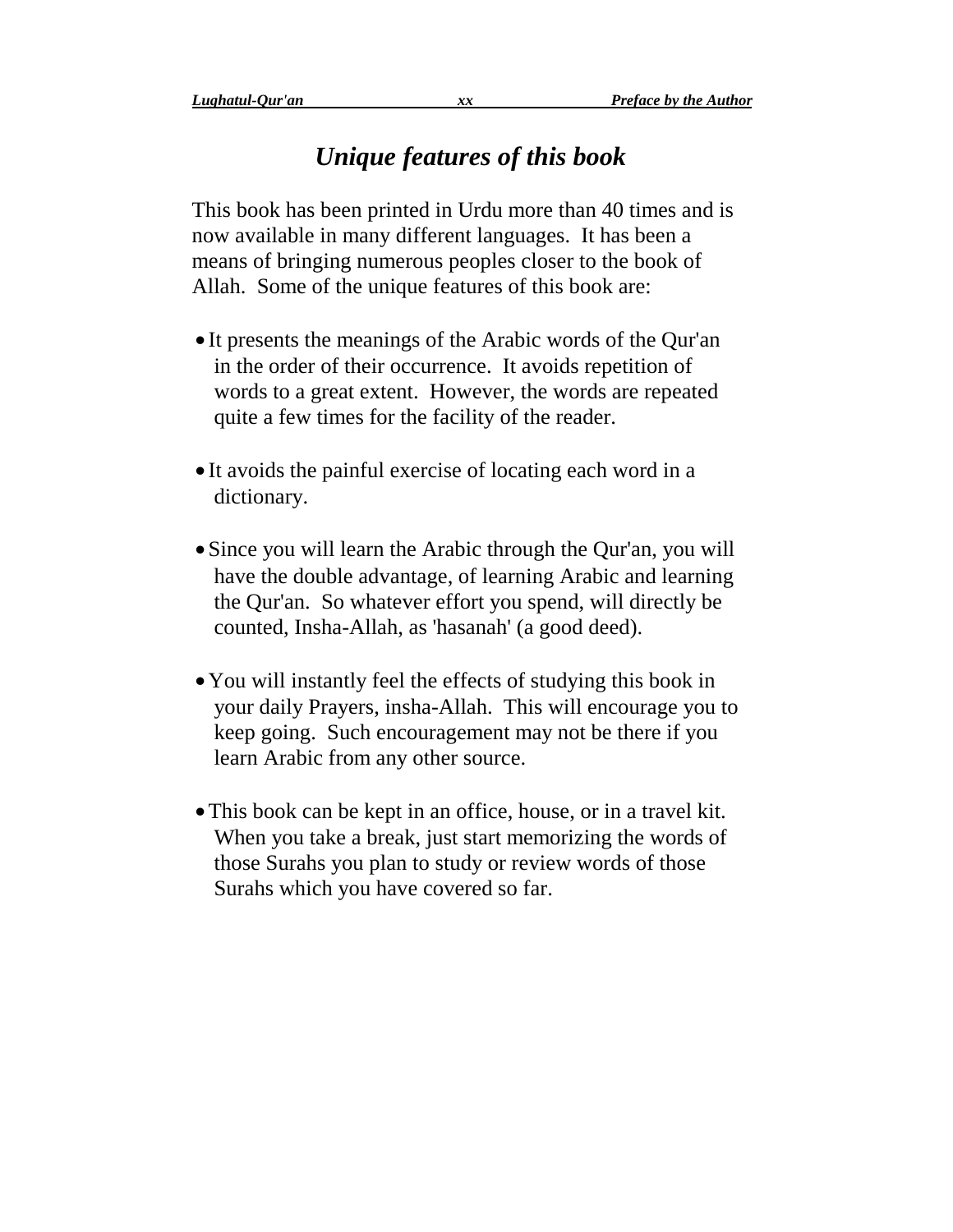# *Unique features of this book*

This book has been printed in Urdu more than 40 times and is now available in many different languages. It has been a means of bringing numerous peoples closer to the book of Allah. Some of the unique features of this book are:

- It presents the meanings of the Arabic words of the Qur'an in the order of their occurrence. It avoids repetition of words to a great extent. However, the words are repeated quite a few times for the facility of the reader.

- It avoids the painful exercise of locating each word in a dictionary.

- Since you will learn the Arabic through the Qur'an, you will have the double advantage, of learning Arabic and learning the Qur'an. So whatever effort you spend, will directly be counted, Insha-Allah, as 'hasanah' (a good deed).

- You will instantly feel the effects of studying this book in your daily Prayers, insha-Allah. This will encourage you to keep going. Such encouragement may not be there if you learn Arabic from any other source.

- This book can be kept in an office, house, or in a travel kit. When you take a break, just start memorizing the words of those Surahs you plan to study or review words of those Surahs which you have covered so far.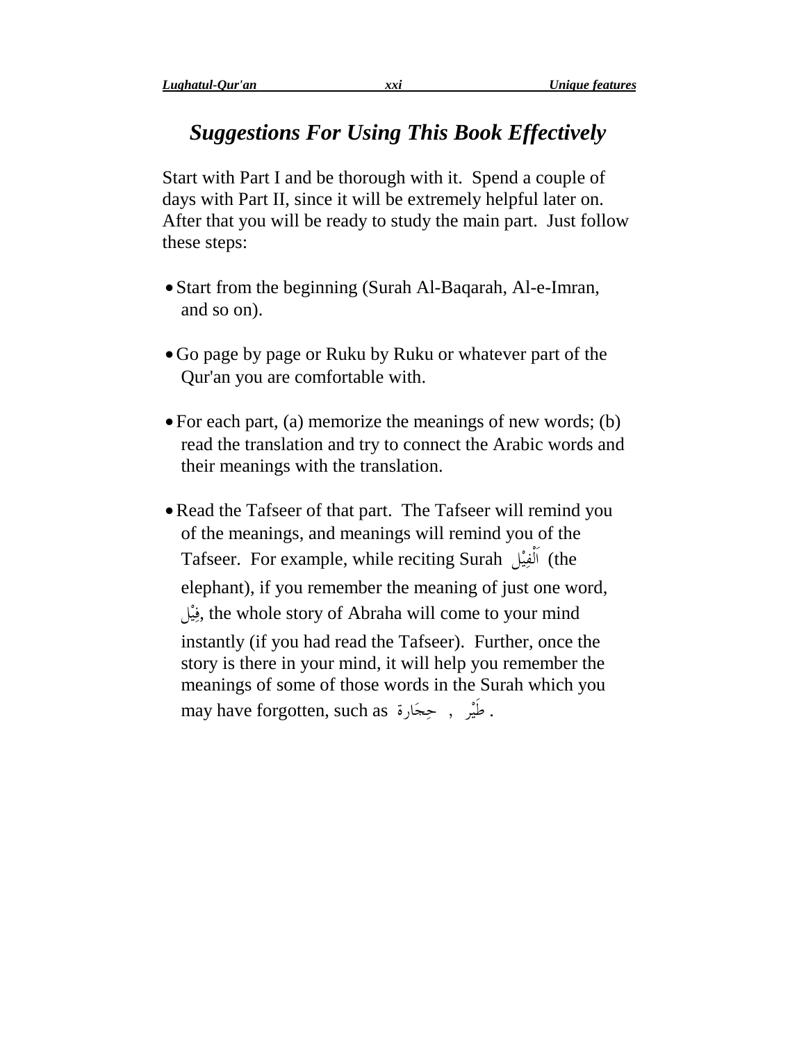# *Suggestions For Using This Book Effectively*

Start with Part I and be thorough with it. Spend a couple of days with Part II, since it will be extremely helpful later on. After that you will be ready to study the main part. Just follow these steps:

- Start from the beginning (Surah Al-Baqarah, Al-e-Imran, and so on).
- Go page by page or Ruku by Ruku or whatever part of the Qur'an you are comfortable with.
- For each part, (a) memorize the meanings of new words; (b) read the translation and try to connect the Arabic words and their meanings with the translation.
- Read the Tafseer of that part. The Tafseer will remind you of the meanings, and meanings will remind you of the Tafseer. For example, while reciting Surah اَلْفِيْل (the elephant), if you remember the meaning of just one word, فِيْل, the whole story of Abraha will come to your mind instantly (if you had read the Tafseer). Further, once the story is there in your mind, it will help you remember the meanings of some of those words in the Surah which you may have forgotten, such as طَيْر , حِجَارة .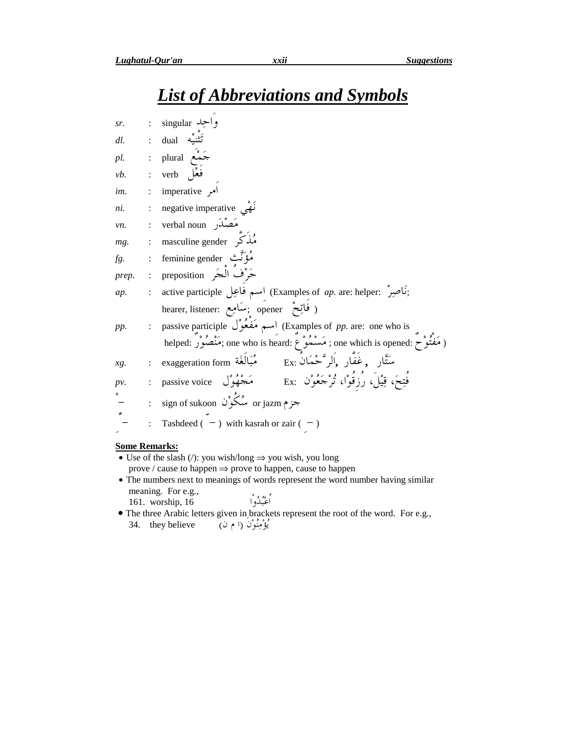# *List of Abbreviations and Symbols*

| | | |
|---|---|---|
| *sr.* | : | singular وَاحِد |
| *dl.* | : | dual تَثْنِيْه |
| *pl.* | : | plural جَمْع |
| *vb.* | : | verb فَعْل |
| *im.* | : | imperative اَمر |
| *ni.* | : | negative imperative نَهْي |
| *vn.* | : | verbal noun مَصْدَر |
| *mg.* | : | masculine gender مُذَكَّر |
| *fg.* | : | feminine gender مُؤَنَّث |
| *prep.* | : | preposition حَرْفُ الْجَر |
| *ap.* | : | active participle اسم فَاعِل (Examples of *ap.* are: helper: نَاصِرْ; hearer, listener: سَامِع; opener فَاتِحْ ) |
| *pp.* | : | passive participle اسم مَفْعُوْل (Examples of *pp.* are: one who is helped: مَنْصُوْرٌ; one who is heard: مَسْمُوْعٌ ; one which is opened: مَفْتُوْحٌ ) |
| *xg.* | : | exaggeration form مُبَالَغَة Ex: سَتَّار , غَفَّار ,اَلرَّحْمَانُ |
| *pv.* | : | passive voice مَجْهُوْل Ex: فُتِحَ، قِيْلَ، رُزِقُوْا، تُرْجَعُوْن |
| ـْ | : | sign of sukoon سُكُوْن or jazm جزم |
| ـِّ | : | Tashdeed ( ـّ ) with kasrah or zair ( ـِ ) |

**Some Remarks:**

- Use of the slash (/): you wish/long ⇒ you wish, you long
  prove / cause to happen ⇒ prove to happen, cause to happen
- The numbers next to meanings of words represent the word number having similar meaning. For e.g.,
  161. worship, 16 اُعْبُدُوْا
- The three Arabic letters given in brackets represent the root of the word. For e.g.,
  34. they believe يُؤْمِنُوْن (ا م ن)